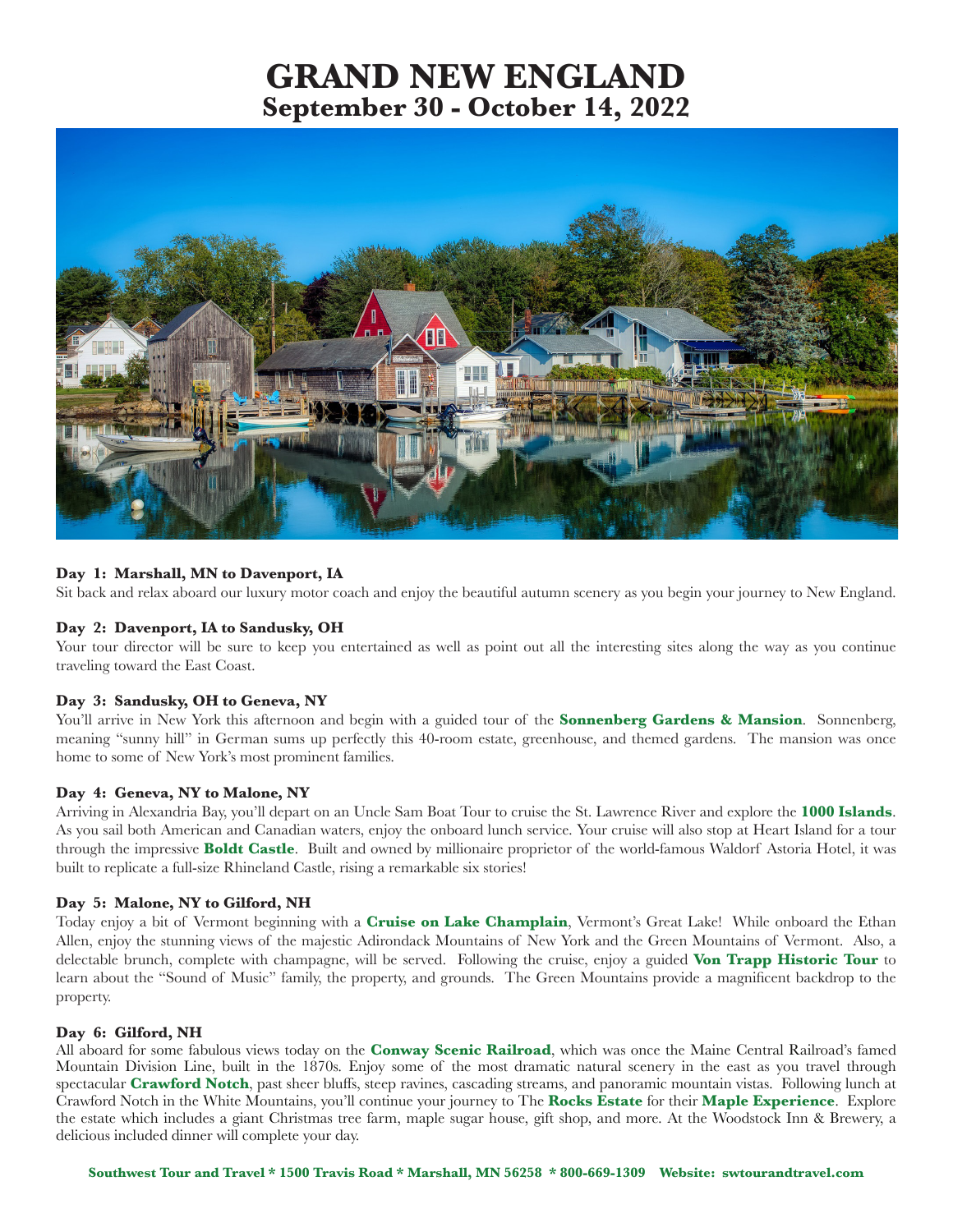# GRAND NEW ENGLAND
## September 30 - October 14, 2022

**Day 1: Marshall, MN to Davenport, IA**
Sit back and relax aboard our luxury motor coach and enjoy the beautiful autumn scenery as you begin your journey to New England.

**Day 2: Davenport, IA to Sandusky, OH**
Your tour director will be sure to keep you entertained as well as point out all the interesting sites along the way as you continue traveling toward the East Coast.

**Day 3: Sandusky, OH to Geneva, NY**
You'll arrive in New York this afternoon and begin with a guided tour of the **Sonnenberg Gardens & Mansion**. Sonnenberg, meaning "sunny hill" in German sums up perfectly this 40-room estate, greenhouse, and themed gardens. The mansion was once home to some of New York's most prominent families.

**Day 4: Geneva, NY to Malone, NY**
Arriving in Alexandria Bay, you'll depart on an Uncle Sam Boat Tour to cruise the St. Lawrence River and explore the **1000 Islands**. As you sail both American and Canadian waters, enjoy the onboard lunch service. Your cruise will also stop at Heart Island for a tour through the impressive **Boldt Castle**. Built and owned by millionaire proprietor of the world-famous Waldorf Astoria Hotel, it was built to replicate a full-size Rhineland Castle, rising a remarkable six stories!

**Day 5: Malone, NY to Gilford, NH**
Today enjoy a bit of Vermont beginning with a **Cruise on Lake Champlain**, Vermont's Great Lake! While onboard the Ethan Allen, enjoy the stunning views of the majestic Adirondack Mountains of New York and the Green Mountains of Vermont. Also, a delectable brunch, complete with champagne, will be served. Following the cruise, enjoy a guided **Von Trapp Historic Tour** to learn about the "Sound of Music" family, the property, and grounds. The Green Mountains provide a magnificent backdrop to the property.

**Day 6: Gilford, NH**
All aboard for some fabulous views today on the **Conway Scenic Railroad**, which was once the Maine Central Railroad's famed Mountain Division Line, built in the 1870s. Enjoy some of the most dramatic natural scenery in the east as you travel through spectacular **Crawford Notch**, past sheer bluffs, steep ravines, cascading streams, and panoramic mountain vistas. Following lunch at Crawford Notch in the White Mountains, you'll continue your journey to The **Rocks Estate** for their **Maple Experience**. Explore the estate which includes a giant Christmas tree farm, maple sugar house, gift shop, and more. At the Woodstock Inn & Brewery, a delicious included dinner will complete your day.

**Southwest Tour and Travel * 1500 Travis Road * Marshall, MN 56258 * 800-669-1309 Website: swtourandtravel.com**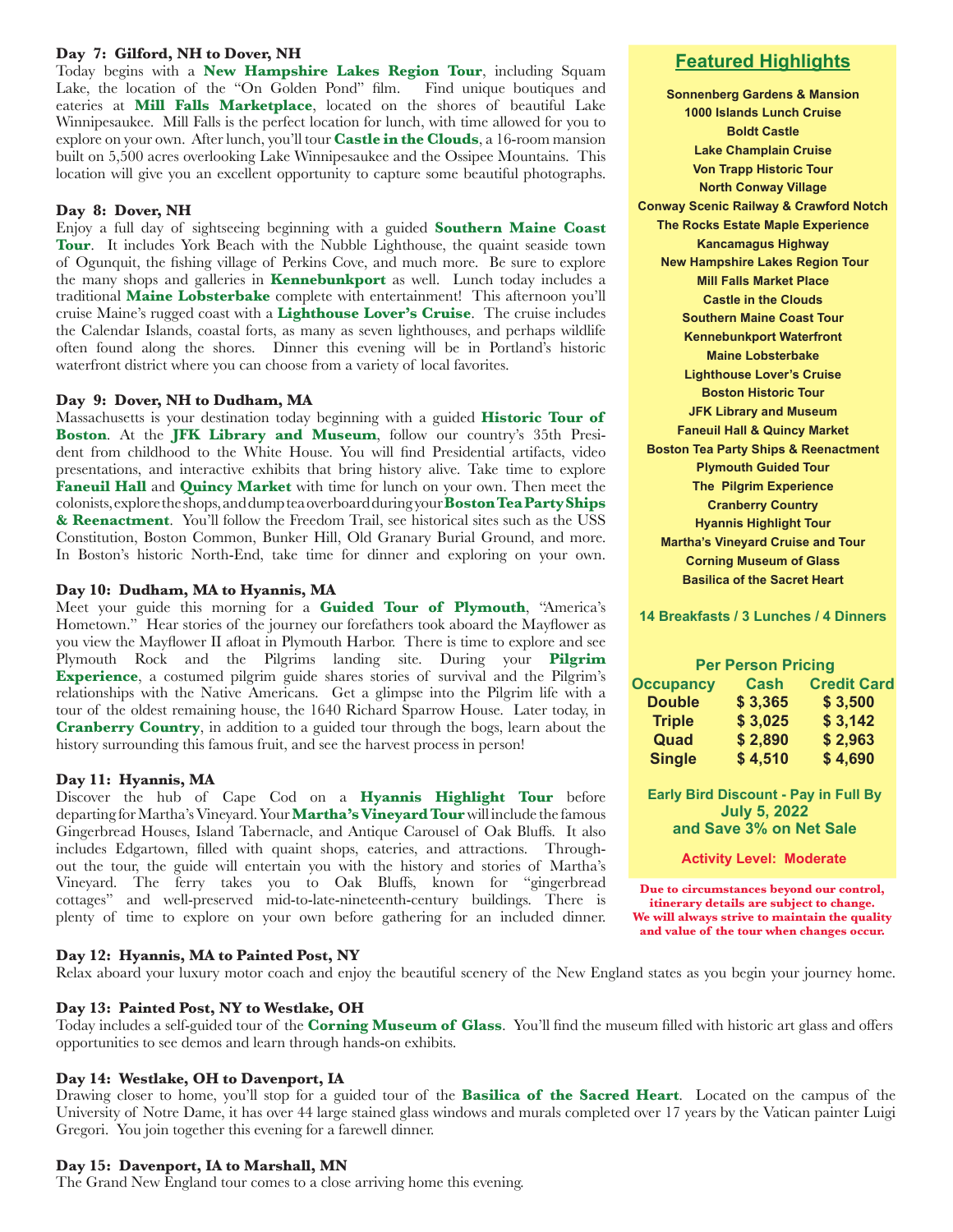**Day 7: Gilford, NH to Dover, NH**

Today begins with a **New Hampshire Lakes Region Tour**, including Squam Lake, the location of the "On Golden Pond" film. Find unique boutiques and eateries at **Mill Falls Marketplace**, located on the shores of beautiful Lake Winnipesaukee. Mill Falls is the perfect location for lunch, with time allowed for you to explore on your own. After lunch, you'll tour **Castle in the Clouds**, a 16-room mansion built on 5,500 acres overlooking Lake Winnipesaukee and the Ossipee Mountains. This location will give you an excellent opportunity to capture some beautiful photographs.

**Day 8: Dover, NH**

Enjoy a full day of sightseeing beginning with a guided **Southern Maine Coast Tour**. It includes York Beach with the Nubble Lighthouse, the quaint seaside town of Ogunquit, the fishing village of Perkins Cove, and much more. Be sure to explore the many shops and galleries in **Kennebunkport** as well. Lunch today includes a traditional **Maine Lobsterbake** complete with entertainment! This afternoon you'll cruise Maine's rugged coast with a **Lighthouse Lover's Cruise**. The cruise includes the Calendar Islands, coastal forts, as many as seven lighthouses, and perhaps wildlife often found along the shores. Dinner this evening will be in Portland's historic waterfront district where you can choose from a variety of local favorites.

**Day 9: Dover, NH to Dudham, MA**

Massachusetts is your destination today beginning with a guided **Historic Tour of Boston**. At the **JFK Library and Museum**, follow our country's 35th President from childhood to the White House. You will find Presidential artifacts, video presentations, and interactive exhibits that bring history alive. Take time to explore **Faneuil Hall** and **Quincy Market** with time for lunch on your own. Then meet the colonists, explore the shops, and dump tea overboard during your **Boston Tea Party Ships & Reenactment**. You'll follow the Freedom Trail, see historical sites such as the USS Constitution, Boston Common, Bunker Hill, Old Granary Burial Ground, and more. In Boston's historic North-End, take time for dinner and exploring on your own.

**Day 10: Dudham, MA to Hyannis, MA**

Meet your guide this morning for a **Guided Tour of Plymouth**, "America's Hometown." Hear stories of the journey our forefathers took aboard the Mayflower as you view the Mayflower II afloat in Plymouth Harbor. There is time to explore and see Plymouth Rock and the Pilgrims landing site. During your **Pilgrim Experience**, a costumed pilgrim guide shares stories of survival and the Pilgrim's relationships with the Native Americans. Get a glimpse into the Pilgrim life with a tour of the oldest remaining house, the 1640 Richard Sparrow House. Later today, in **Cranberry Country**, in addition to a guided tour through the bogs, learn about the history surrounding this famous fruit, and see the harvest process in person!

**Day 11: Hyannis, MA**

Discover the hub of Cape Cod on a **Hyannis Highlight Tour** before departing for Martha's Vineyard. Your **Martha's Vineyard Tour** will include the famous Gingerbread Houses, Island Tabernacle, and Antique Carousel of Oak Bluffs. It also includes Edgartown, filled with quaint shops, eateries, and attractions. Throughout the tour, the guide will entertain you with the history and stories of Martha's Vineyard. The ferry takes you to Oak Bluffs, known for "gingerbread cottages" and well-preserved mid-to-late-nineteenth-century buildings. There is plenty of time to explore on your own before gathering for an included dinner.

## Featured Highlights

Sonnenberg Gardens & Mansion
1000 Islands Lunch Cruise
Boldt Castle
Lake Champlain Cruise
Von Trapp Historic Tour
North Conway Village
Conway Scenic Railway & Crawford Notch
The Rocks Estate Maple Experience
Kancamagus Highway
New Hampshire Lakes Region Tour
Mill Falls Market Place
Castle in the Clouds
Southern Maine Coast Tour
Kennebunkport Waterfront
Maine Lobsterbake
Lighthouse Lover's Cruise
Boston Historic Tour
JFK Library and Museum
Faneuil Hall & Quincy Market
Boston Tea Party Ships & Reenactment
Plymouth Guided Tour
The Pilgrim Experience
Cranberry Country
Hyannis Highlight Tour
Martha's Vineyard Cruise and Tour
Corning Museum of Glass
Basilica of the Sacret Heart

**14 Breakfasts / 3 Lunches / 4 Dinners**

**Per Person Pricing**

| Occupancy | Cash | Credit Card |
|---|---|---|
| Double | $ 3,365 | $ 3,500 |
| Triple | $ 3,025 | $ 3,142 |
| Quad | $ 2,890 | $ 2,963 |
| Single | $ 4,510 | $ 4,690 |

**Early Bird Discount - Pay in Full By July 5, 2022 and Save 3% on Net Sale**

**Activity Level: Moderate**

**Due to circumstances beyond our control, itinerary details are subject to change. We will always strive to maintain the quality and value of the tour when changes occur.**

**Day 12: Hyannis, MA to Painted Post, NY**

Relax aboard your luxury motor coach and enjoy the beautiful scenery of the New England states as you begin your journey home.

**Day 13: Painted Post, NY to Westlake, OH**

Today includes a self-guided tour of the **Corning Museum of Glass**. You'll find the museum filled with historic art glass and offers opportunities to see demos and learn through hands-on exhibits.

**Day 14: Westlake, OH to Davenport, IA**

Drawing closer to home, you'll stop for a guided tour of the **Basilica of the Sacred Heart**. Located on the campus of the University of Notre Dame, it has over 44 large stained glass windows and murals completed over 17 years by the Vatican painter Luigi Gregori. You join together this evening for a farewell dinner.

**Day 15: Davenport, IA to Marshall, MN**

The Grand New England tour comes to a close arriving home this evening.